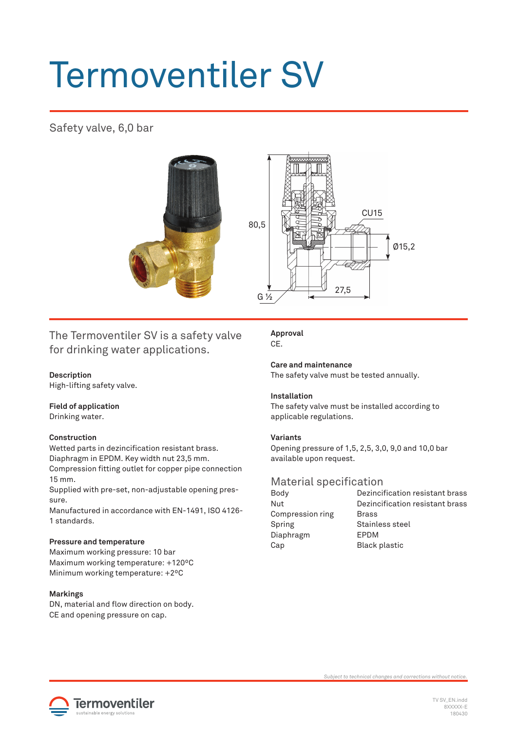# Termoventiler SV

Safety valve, 6,0 bar

The Termoventiler SV is a safety valve for drinking water applications.

**Description**
High-lifting safety valve.

**Field of application**
Drinking water.

**Construction**
Wetted parts in dezincification resistant brass.
Diaphragm in EPDM. Key width nut 23,5 mm.
Compression fitting outlet for copper pipe connection 15 mm.
Supplied with pre-set, non-adjustable opening pressure.
Manufactured in accordance with EN-1491, ISO 4126-1 standards.

**Pressure and temperature**
Maximum working pressure: 10 bar
Maximum working temperature: +120ºC
Minimum working temperature: +2ºC

**Markings**
DN, material and flow direction on body.
CE and opening pressure on cap.

**Approval**
CE.

**Care and maintenance**
The safety valve must be tested annually.

**Installation**
The safety valve must be installed according to applicable regulations.

**Variants**
Opening pressure of 1,5, 2,5, 3,0, 9,0 and 10,0 bar available upon request.

## Material specification

| | |
|---|---|
| Body | Dezincification resistant brass |
| Nut | Dezincification resistant brass |
| Compression ring | Brass |
| Spring | Stainless steel |
| Diaphragm | EPDM |
| Cap | Black plastic |

*Subject to technical changes and corrections without notice.*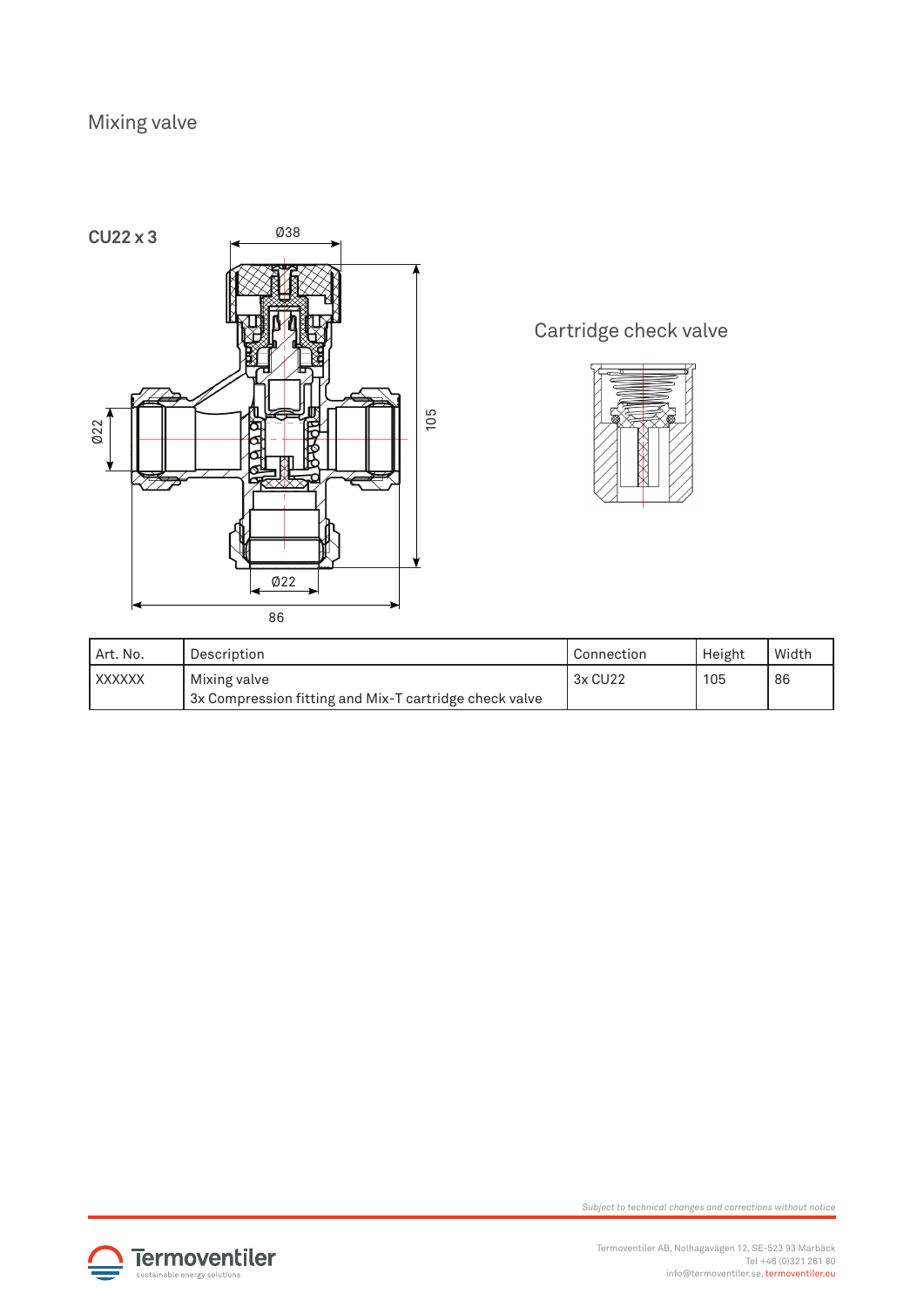# Mixing valve

**CU22 x 3**

Ø38

Ø22

105

Ø22

86

Cartridge check valve

| Art. No. | Description | Connection | Height | Width |
| --- | --- | --- | --- | --- |
| XXXXXX | Mixing valve<br>3x Compression fitting and Mix-T cartridge check valve | 3x CU22 | 105 | 86 |

*Subject to technical changes and corrections without notice*

Termoventiler AB, Nolhagavägen 12, SE-523 93 Marbäck
Tel +46 (0)321 261 80
info@termoventiler.se, termoventiler.eu